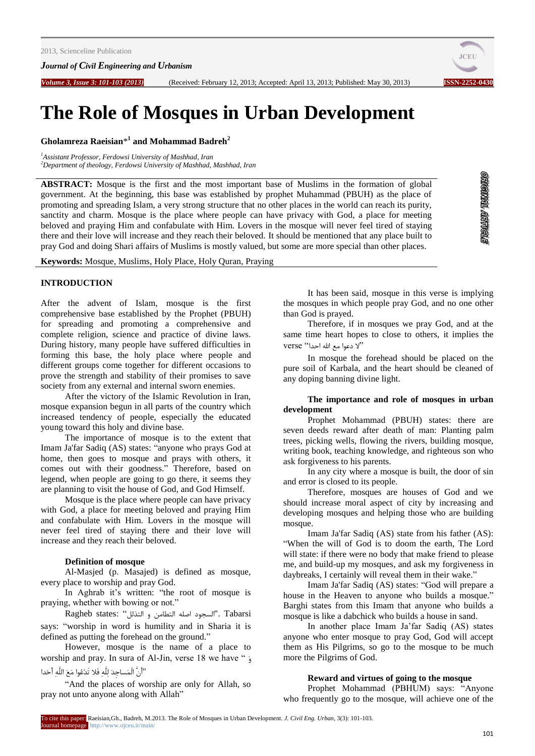# The Role of Mosques in Urban Development

**Gholamreza Raeisian*[1] and Mohammad Badreh[2]**

[1]*Assistant Professor, Ferdowsi University of Mashhad, Iran*
[2]*Department of theology, Ferdowsi University of Mashhad, Mashhad, Iran*

**ABSTRACT:** Mosque is the first and the most important base of Muslims in the formation of global government. At the beginning, this base was established by prophet Muhammad (PBUH) as the place of promoting and spreading Islam, a very strong structure that no other places in the world can reach its purity, sanctity and charm. Mosque is the place where people can have privacy with God, a place for meeting beloved and praying Him and confabulate with Him. Lovers in the mosque will never feel tired of staying there and their love will increase and they reach their beloved. It should be mentioned that any place built to pray God and doing Shari affairs of Muslims is mostly valued, but some are more special than other places.

**Keywords:** Mosque, Muslims, Holy Place, Holy Quran, Praying

## INTRODUCTION

After the advent of Islam, mosque is the first comprehensive base established by the Prophet (PBUH) for spreading and promoting a comprehensive and complete religion, science and practice of divine laws. During history, many people have suffered difficulties in forming this base, the holy place where people and different groups come together for different occasions to prove the strength and stability of their promises to save society from any external and internal sworn enemies.

After the victory of the Islamic Revolution in Iran, mosque expansion begun in all parts of the country which increased tendency of people, especially the educated young toward this holy and divine base.

The importance of mosque is to the extent that Imam Ja'far Sadiq (AS) states: "anyone who prays God at home, then goes to mosque and prays with others, it comes out with their goodness." Therefore, based on legend, when people are going to go there, it seems they are planning to visit the house of God, and God Himself.

Mosque is the place where people can have privacy with God, a place for meeting beloved and praying Him and confabulate with Him. Lovers in the mosque will never feel tired of staying there and their love will increase and they reach their beloved.

### Definition of mosque

Al-Masjed (p. Masajed) is defined as mosque, every place to worship and pray God.

In Aghrab it's written: "the root of mosque is praying, whether with bowing or not."

Ragheb states: "السجود اصله التطامن و التذلل". Tabarsi says: "worship in word is humility and in Sharia it is defined as putting the forehead on the ground."

However, mosque is the name of a place to worship and pray. In sura of Al-Jin, verse 18 we have " وَأَنَّ الْمَسَاجِدَ لِلَّهِ فَلَا تَدْعُوا مَعَ اللَّهِ أَحَدا"

"And the places of worship are only for Allah, so pray not unto anyone along with Allah"

It has been said, mosque in this verse is implying the mosques in which people pray God, and no one other than God is prayed.

Therefore, if in mosques we pray God, and at the same time heart hopes to close to others, it implies the verse "لا دعوا مع الله احدا"

In mosque the forehead should be placed on the pure soil of Karbala, and the heart should be cleaned of any doping banning divine light.

### The importance and role of mosques in urban development

Prophet Mohammad (PBUH) states: there are seven deeds reward after death of man: Planting palm trees, picking wells, flowing the rivers, building mosque, writing book, teaching knowledge, and righteous son who ask forgiveness to his parents.

In any city where a mosque is built, the door of sin and error is closed to its people.

Therefore, mosques are houses of God and we should increase moral aspect of city by increasing and developing mosques and helping those who are building mosque.

Imam Ja'far Sadiq (AS) state from his father (AS): "When the will of God is to doom the earth, The Lord will state: if there were no body that make friend to please me, and build-up my mosques, and ask my forgiveness in daybreaks, I certainly will reveal them in their wake."

Imam Ja'far Sadiq (AS) states: "God will prepare a house in the Heaven to anyone who builds a mosque." Barghi states from this Imam that anyone who builds a mosque is like a dabchick who builds a house in sand.

In another place Imam Ja'far Sadiq (AS) states anyone who enter mosque to pray God, God will accept them as His Pilgrims, so go to the mosque to be much more the Pilgrims of God.

### Reward and virtues of going to the mosque

Prophet Mohammad (PBHUM) says: "Anyone who frequently go to the mosque, will achieve one of the

To cite this paper: Raeisian,Gh., Badreh, M.2013. The Role of Mosques in Urban Development. *J. Civil Eng. Urban*, 3(3): 101-103.
Journal homepage: http://www.ojceu.ir/main/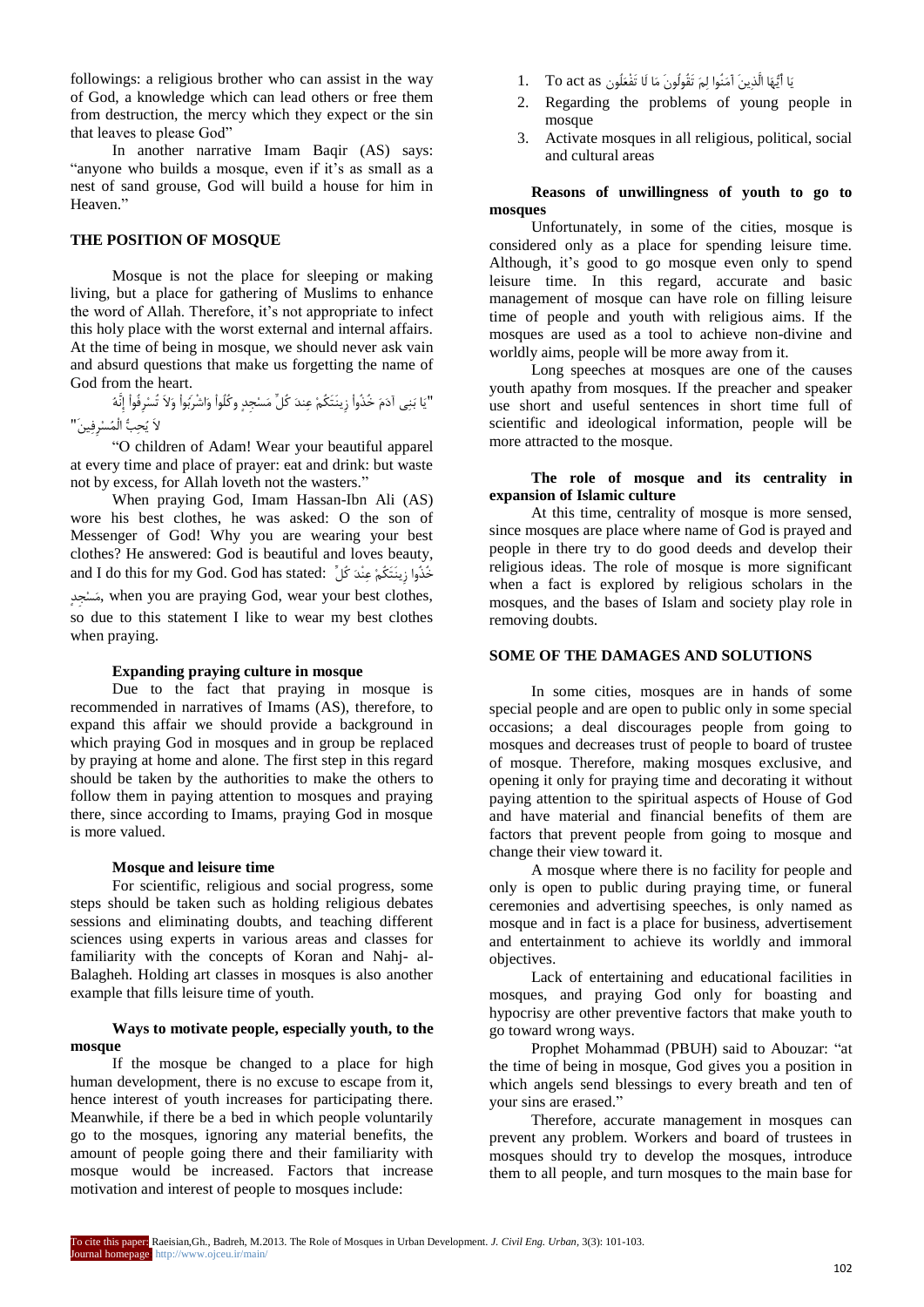followings: a religious brother who can assist in the way of God, a knowledge which can lead others or free them from destruction, the mercy which they expect or the sin that leaves to please God"

In another narrative Imam Baqir (AS) says: "anyone who builds a mosque, even if it's as small as a nest of sand grouse, God will build a house for him in Heaven."

## THE POSITION OF MOSQUE

Mosque is not the place for sleeping or making living, but a place for gathering of Muslims to enhance the word of Allah. Therefore, it's not appropriate to infect this holy place with the worst external and internal affairs. At the time of being in mosque, we should never ask vain and absurd questions that make us forgetting the name of God from the heart.

"يَا بَنِي آدَمَ خُذُواْ زِينَتَكُمْ عِندَ كُلِّ مَسْجِدٍ وكُلُواْ وَاشْرَبُواْ وَلاَ تُسْرِفُواْ إِنَّهُ لاَ يُحِبُّ الْمُسْرِفِينَ"

"O children of Adam! Wear your beautiful apparel at every time and place of prayer: eat and drink: but waste not by excess, for Allah loveth not the wasters."

When praying God, Imam Hassan-Ibn Ali (AS) wore his best clothes, he was asked: O the son of Messenger of God! Why you are wearing your best clothes? He answered: God is beautiful and loves beauty, and I do this for my God. God has stated: خُذُوا زِينَتَكُمْ عِنْدَ كُلِّ مَسْجِدٍ, when you are praying God, wear your best clothes, so due to this statement I like to wear my best clothes when praying.

### Expanding praying culture in mosque

Due to the fact that praying in mosque is recommended in narratives of Imams (AS), therefore, to expand this affair we should provide a background in which praying God in mosques and in group be replaced by praying at home and alone. The first step in this regard should be taken by the authorities to make the others to follow them in paying attention to mosques and praying there, since according to Imams, praying God in mosque is more valued.

### Mosque and leisure time

For scientific, religious and social progress, some steps should be taken such as holding religious debates sessions and eliminating doubts, and teaching different sciences using experts in various areas and classes for familiarity with the concepts of Koran and Nahj- al-Balagheh. Holding art classes in mosques is also another example that fills leisure time of youth.

### Ways to motivate people, especially youth, to the mosque

If the mosque be changed to a place for high human development, there is no excuse to escape from it, hence interest of youth increases for participating there. Meanwhile, if there be a bed in which people voluntarily go to the mosques, ignoring any material benefits, the amount of people going there and their familiarity with mosque would be increased. Factors that increase motivation and interest of people to mosques include:

1. To act as يَا أَيُّهَا الَّذِينَ آمَنُوا لِمَ تَقُولُونَ مَا لَا تَفْعَلُونَ
2. Regarding the problems of young people in mosque
3. Activate mosques in all religious, political, social and cultural areas

### Reasons of unwillingness of youth to go to mosques

Unfortunately, in some of the cities, mosque is considered only as a place for spending leisure time. Although, it's good to go mosque even only to spend leisure time. In this regard, accurate and basic management of mosque can have role on filling leisure time of people and youth with religious aims. If the mosques are used as a tool to achieve non-divine and worldly aims, people will be more away from it.

Long speeches at mosques are one of the causes youth apathy from mosques. If the preacher and speaker use short and useful sentences in short time full of scientific and ideological information, people will be more attracted to the mosque.

### The role of mosque and its centrality in expansion of Islamic culture

At this time, centrality of mosque is more sensed, since mosques are place where name of God is prayed and people in there try to do good deeds and develop their religious ideas. The role of mosque is more significant when a fact is explored by religious scholars in the mosques, and the bases of Islam and society play role in removing doubts.

## SOME OF THE DAMAGES AND SOLUTIONS

In some cities, mosques are in hands of some special people and are open to public only in some special occasions; a deal discourages people from going to mosques and decreases trust of people to board of trustee of mosque. Therefore, making mosques exclusive, and opening it only for praying time and decorating it without paying attention to the spiritual aspects of House of God and have material and financial benefits of them are factors that prevent people from going to mosque and change their view toward it.

A mosque where there is no facility for people and only is open to public during praying time, or funeral ceremonies and advertising speeches, is only named as mosque and in fact is a place for business, advertisement and entertainment to achieve its worldly and immoral objectives.

Lack of entertaining and educational facilities in mosques, and praying God only for boasting and hypocrisy are other preventive factors that make youth to go toward wrong ways.

Prophet Mohammad (PBUH) said to Abouzar: "at the time of being in mosque, God gives you a position in which angels send blessings to every breath and ten of your sins are erased."

Therefore, accurate management in mosques can prevent any problem. Workers and board of trustees in mosques should try to develop the mosques, introduce them to all people, and turn mosques to the main base for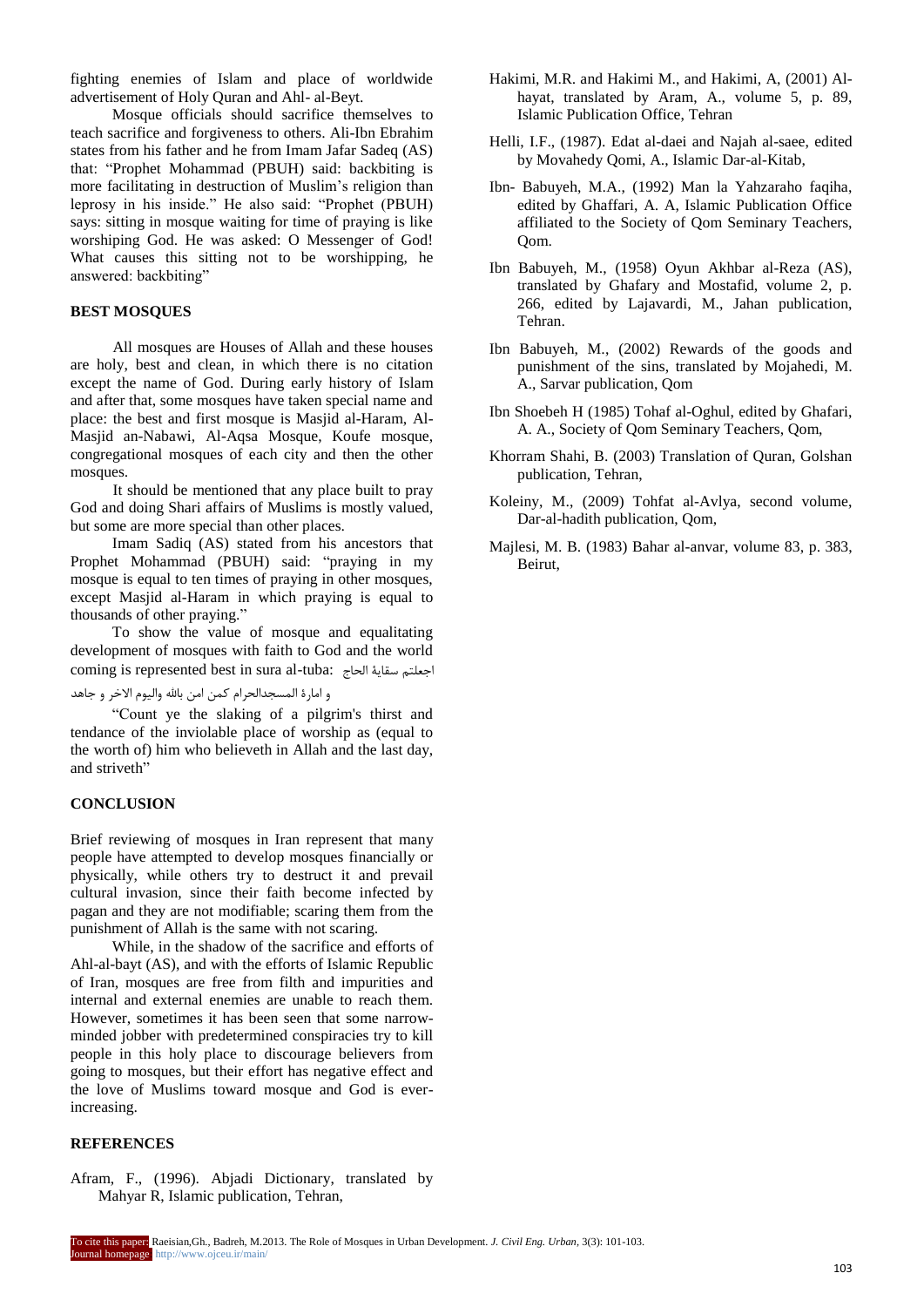fighting enemies of Islam and place of worldwide advertisement of Holy Quran and Ahl- al-Beyt.

Mosque officials should sacrifice themselves to teach sacrifice and forgiveness to others. Ali-Ibn Ebrahim states from his father and he from Imam Jafar Sadeq (AS) that: "Prophet Mohammad (PBUH) said: backbiting is more facilitating in destruction of Muslim's religion than leprosy in his inside." He also said: "Prophet (PBUH) says: sitting in mosque waiting for time of praying is like worshiping God. He was asked: O Messenger of God! What causes this sitting not to be worshipping, he answered: backbiting"

## BEST MOSQUES

All mosques are Houses of Allah and these houses are holy, best and clean, in which there is no citation except the name of God. During early history of Islam and after that, some mosques have taken special name and place: the best and first mosque is Masjid al-Haram, Al-Masjid an-Nabawi, Al-Aqsa Mosque, Koufe mosque, congregational mosques of each city and then the other mosques.

It should be mentioned that any place built to pray God and doing Shari affairs of Muslims is mostly valued, but some are more special than other places.

Imam Sadiq (AS) stated from his ancestors that Prophet Mohammad (PBUH) said: "praying in my mosque is equal to ten times of praying in other mosques, except Masjid al-Haram in which praying is equal to thousands of other praying."

To show the value of mosque and equalitating development of mosques with faith to God and the world coming is represented best in sura al-tuba: اجعلتم سقاية الحاج و امارة المسجدالحرام كمن امن بالله واليوم الاخر و جاهد

"Count ye the slaking of a pilgrim's thirst and tendance of the inviolable place of worship as (equal to the worth of) him who believeth in Allah and the last day, and striveth"

## CONCLUSION

Brief reviewing of mosques in Iran represent that many people have attempted to develop mosques financially or physically, while others try to destruct it and prevail cultural invasion, since their faith become infected by pagan and they are not modifiable; scaring them from the punishment of Allah is the same with not scaring.

While, in the shadow of the sacrifice and efforts of Ahl-al-bayt (AS), and with the efforts of Islamic Republic of Iran, mosques are free from filth and impurities and internal and external enemies are unable to reach them. However, sometimes it has been seen that some narrow-minded jobber with predetermined conspiracies try to kill people in this holy place to discourage believers from going to mosques, but their effort has negative effect and the love of Muslims toward mosque and God is ever-increasing.

## REFERENCES

Afram, F., (1996). Abjadi Dictionary, translated by Mahyar R, Islamic publication, Tehran,

Hakimi, M.R. and Hakimi M., and Hakimi, A, (2001) Al-hayat, translated by Aram, A., volume 5, p. 89, Islamic Publication Office, Tehran

Helli, I.F., (1987). Edat al-daei and Najah al-saee, edited by Movahedy Qomi, A., Islamic Dar-al-Kitab,

Ibn- Babuyeh, M.A., (1992) Man la Yahzaraho faqiha, edited by Ghaffari, A. A, Islamic Publication Office affiliated to the Society of Qom Seminary Teachers, Qom.

Ibn Babuyeh, M., (1958) Oyun Akhbar al-Reza (AS), translated by Ghafary and Mostafid, volume 2, p. 266, edited by Lajavardi, M., Jahan publication, Tehran.

Ibn Babuyeh, M., (2002) Rewards of the goods and punishment of the sins, translated by Mojahedi, M. A., Sarvar publication, Qom

Ibn Shoebeh H (1985) Tohaf al-Oghul, edited by Ghafari, A. A., Society of Qom Seminary Teachers, Qom,

Khorram Shahi, B. (2003) Translation of Quran, Golshan publication, Tehran,

Koleiny, M., (2009) Tohfat al-Avlya, second volume, Dar-al-hadith publication, Qom,

Majlesi, M. B. (1983) Bahar al-anvar, volume 83, p. 383, Beirut,